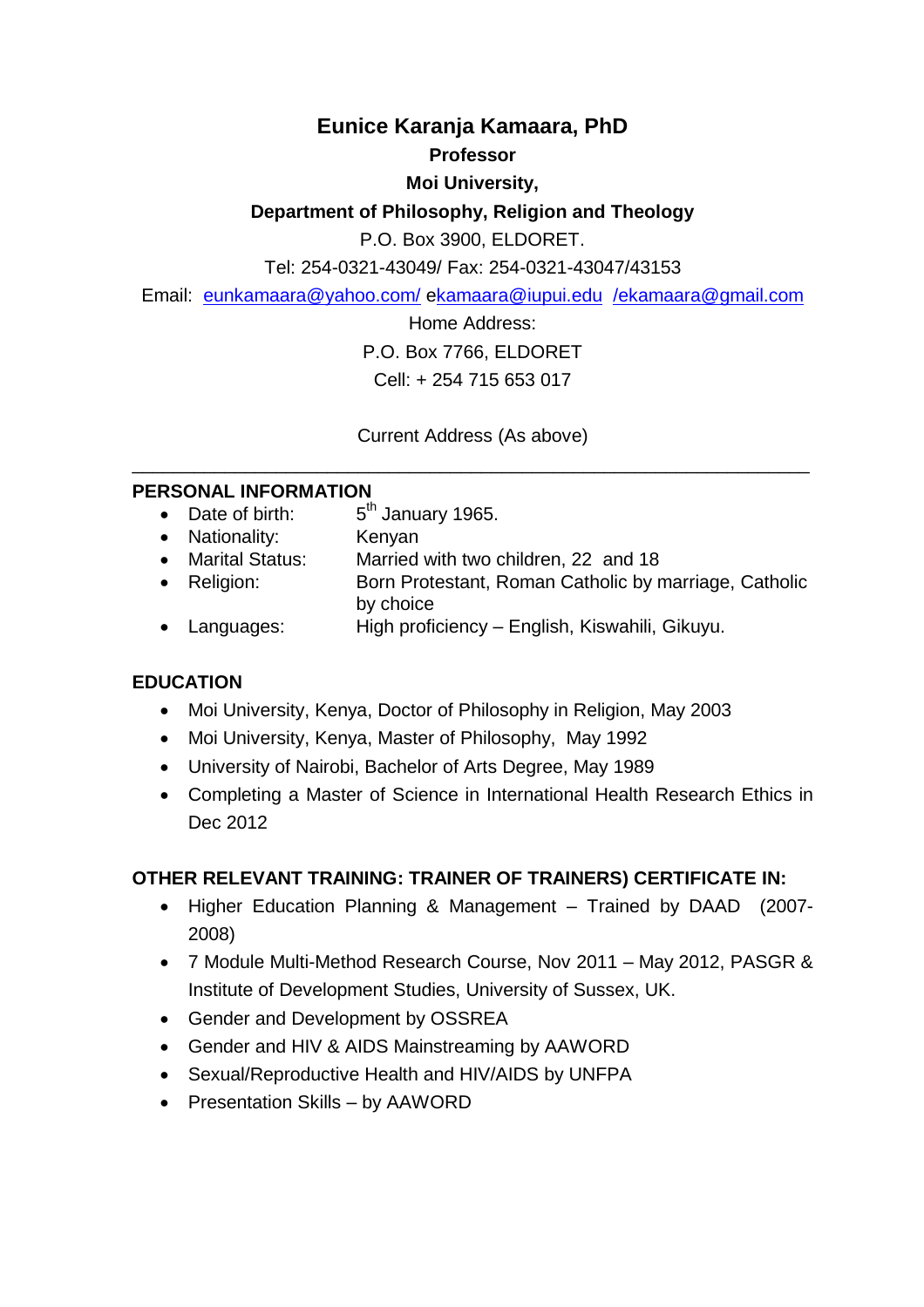# Eunice Karanja Kamaara, PhD

**Professor**

**Moi University,**

**Department of Philosophy, Religion and Theology**

P.O. Box 3900, ELDORET.

Tel: 254-0321-43049/ Fax: 254-0321-43047/43153

Email: eunkamaara@yahoo.com/ ekamaara@iupui.edu /ekamaara@gmail.com

Home Address:

P.O. Box 7766, ELDORET

Cell: + 254 715 653 017

Current Address (As above)

---

## PERSONAL INFORMATION

- Date of birth: 5th January 1965.
- Nationality: Kenyan
- Marital Status: Married with two children, 22 and 18
- Religion: Born Protestant, Roman Catholic by marriage, Catholic by choice
- Languages: High proficiency – English, Kiswahili, Gikuyu.

## EDUCATION

- Moi University, Kenya, Doctor of Philosophy in Religion, May 2003
- Moi University, Kenya, Master of Philosophy, May 1992
- University of Nairobi, Bachelor of Arts Degree, May 1989
- Completing a Master of Science in International Health Research Ethics in Dec 2012

## OTHER RELEVANT TRAINING: TRAINER OF TRAINERS) CERTIFICATE IN:

- Higher Education Planning & Management – Trained by DAAD (2007-2008)
- 7 Module Multi-Method Research Course, Nov 2011 – May 2012, PASGR & Institute of Development Studies, University of Sussex, UK.
- Gender and Development by OSSREA
- Gender and HIV & AIDS Mainstreaming by AAWORD
- Sexual/Reproductive Health and HIV/AIDS by UNFPA
- Presentation Skills – by AAWORD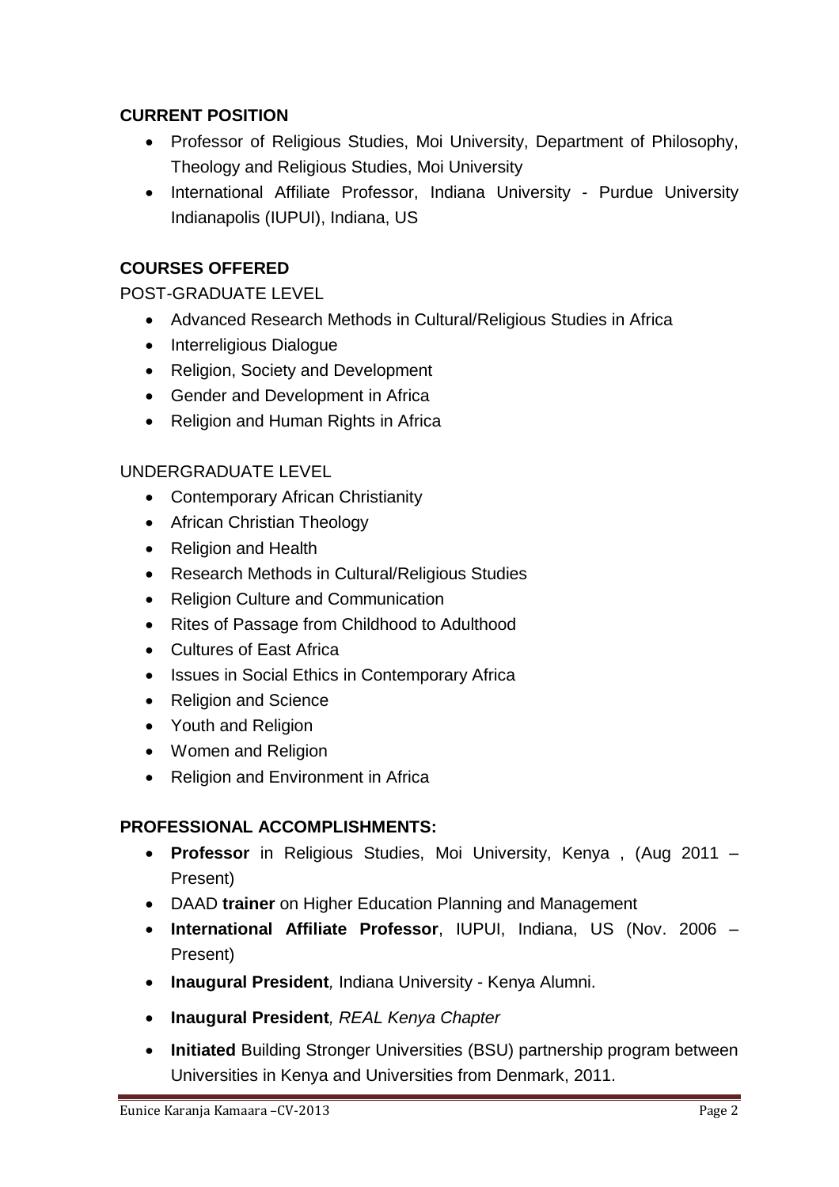## CURRENT POSITION

- Professor of Religious Studies, Moi University, Department of Philosophy, Theology and Religious Studies, Moi University
- International Affiliate Professor, Indiana University - Purdue University Indianapolis (IUPUI), Indiana, US

## COURSES OFFERED

POST-GRADUATE LEVEL

- Advanced Research Methods in Cultural/Religious Studies in Africa
- Interreligious Dialogue
- Religion, Society and Development
- Gender and Development in Africa
- Religion and Human Rights in Africa

UNDERGRADUATE LEVEL

- Contemporary African Christianity
- African Christian Theology
- Religion and Health
- Research Methods in Cultural/Religious Studies
- Religion Culture and Communication
- Rites of Passage from Childhood to Adulthood
- Cultures of East Africa
- Issues in Social Ethics in Contemporary Africa
- Religion and Science
- Youth and Religion
- Women and Religion
- Religion and Environment in Africa

## PROFESSIONAL ACCOMPLISHMENTS:

- **Professor** in Religious Studies, Moi University, Kenya , (Aug 2011 – Present)
- DAAD **trainer** on Higher Education Planning and Management
- **International Affiliate Professor**, IUPUI, Indiana, US (Nov. 2006 – Present)
- **Inaugural President***,* Indiana University - Kenya Alumni.
- **Inaugural President***, REAL Kenya Chapter*
- **Initiated** Building Stronger Universities (BSU) partnership program between Universities in Kenya and Universities from Denmark, 2011.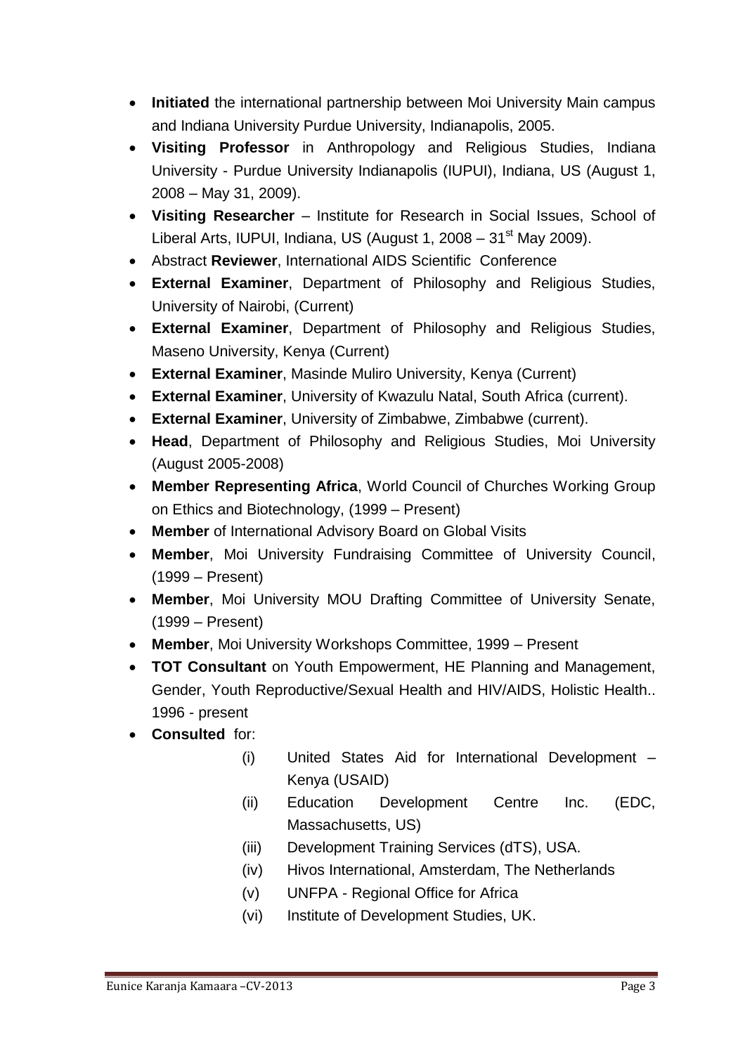- **Initiated** the international partnership between Moi University Main campus and Indiana University Purdue University, Indianapolis, 2005.
- **Visiting Professor** in Anthropology and Religious Studies, Indiana University - Purdue University Indianapolis (IUPUI), Indiana, US (August 1, 2008 – May 31, 2009).
- **Visiting Researcher** – Institute for Research in Social Issues, School of Liberal Arts, IUPUI, Indiana, US (August 1, 2008 – 31st May 2009).
- Abstract **Reviewer**, International AIDS Scientific Conference
- **External Examiner**, Department of Philosophy and Religious Studies, University of Nairobi, (Current)
- **External Examiner**, Department of Philosophy and Religious Studies, Maseno University, Kenya (Current)
- **External Examiner**, Masinde Muliro University, Kenya (Current)
- **External Examiner**, University of Kwazulu Natal, South Africa (current).
- **External Examiner**, University of Zimbabwe, Zimbabwe (current).
- **Head**, Department of Philosophy and Religious Studies, Moi University (August 2005-2008)
- **Member Representing Africa**, World Council of Churches Working Group on Ethics and Biotechnology, (1999 – Present)
- **Member** of International Advisory Board on Global Visits
- **Member**, Moi University Fundraising Committee of University Council, (1999 – Present)
- **Member**, Moi University MOU Drafting Committee of University Senate, (1999 – Present)
- **Member**, Moi University Workshops Committee, 1999 – Present
- **TOT Consultant** on Youth Empowerment, HE Planning and Management, Gender, Youth Reproductive/Sexual Health and HIV/AIDS, Holistic Health.. 1996 - present
- **Consulted** for:
  - (i) United States Aid for International Development – Kenya (USAID)
  - (ii) Education Development Centre Inc. (EDC, Massachusetts, US)
  - (iii) Development Training Services (dTS), USA.
  - (iv) Hivos International, Amsterdam, The Netherlands
  - (v) UNFPA - Regional Office for Africa
  - (vi) Institute of Development Studies, UK.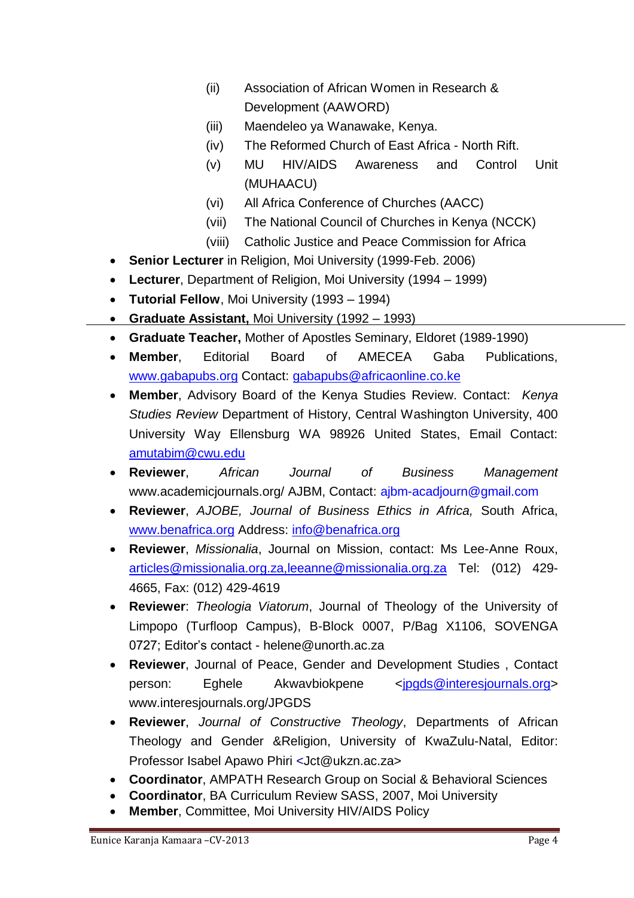(ii) Association of African Women in Research & Development (AAWORD)
   (iii) Maendeleo ya Wanawake, Kenya.
   (iv) The Reformed Church of East Africa - North Rift.
   (v) MU HIV/AIDS Awareness and Control Unit (MUHAACU)
   (vi) All Africa Conference of Churches (AACC)
   (vii) The National Council of Churches in Kenya (NCCK)
   (viii) Catholic Justice and Peace Commission for Africa

- **Senior Lecturer** in Religion, Moi University (1999-Feb. 2006)
- **Lecturer**, Department of Religion, Moi University (1994 – 1999)
- **Tutorial Fellow**, Moi University (1993 – 1994)
- **Graduate Assistant,** Moi University (1992 – 1993)
- **Graduate Teacher,** Mother of Apostles Seminary, Eldoret (1989-1990)
- **Member**, Editorial Board of AMECEA Gaba Publications, www.gabapubs.org Contact: gabapubs@africaonline.co.ke
- **Member**, Advisory Board of the Kenya Studies Review. Contact: *Kenya Studies Review* Department of History, Central Washington University, 400 University Way Ellensburg WA 98926 United States, Email Contact: amutabim@cwu.edu
- **Reviewer**, *African Journal of Business Management* www.academicjournals.org/ AJBM, Contact: ajbm-acadjourn@gmail.com
- **Reviewer**, *AJOBE, Journal of Business Ethics in Africa,* South Africa, www.benafrica.org Address: info@benafrica.org
- **Reviewer**, *Missionalia*, Journal on Mission, contact: Ms Lee-Anne Roux, articles@missionalia.org.za,leeanne@missionalia.org.za Tel: (012) 429-4665, Fax: (012) 429-4619
- **Reviewer**: *Theologia Viatorum*, Journal of Theology of the University of Limpopo (Turfloop Campus), B-Block 0007, P/Bag X1106, SOVENGA 0727; Editor's contact - helene@unorth.ac.za
- **Reviewer**, Journal of Peace, Gender and Development Studies , Contact person: Eghele Akwavbiokpene <jpgds@interesjournals.org> www.interesjournals.org/JPGDS
- **Reviewer**, *Journal of Constructive Theology*, Departments of African Theology and Gender &Religion, University of KwaZulu-Natal, Editor: Professor Isabel Apawo Phiri <Jct@ukzn.ac.za>
- **Coordinator**, AMPATH Research Group on Social & Behavioral Sciences
- **Coordinator**, BA Curriculum Review SASS, 2007, Moi University
- **Member**, Committee, Moi University HIV/AIDS Policy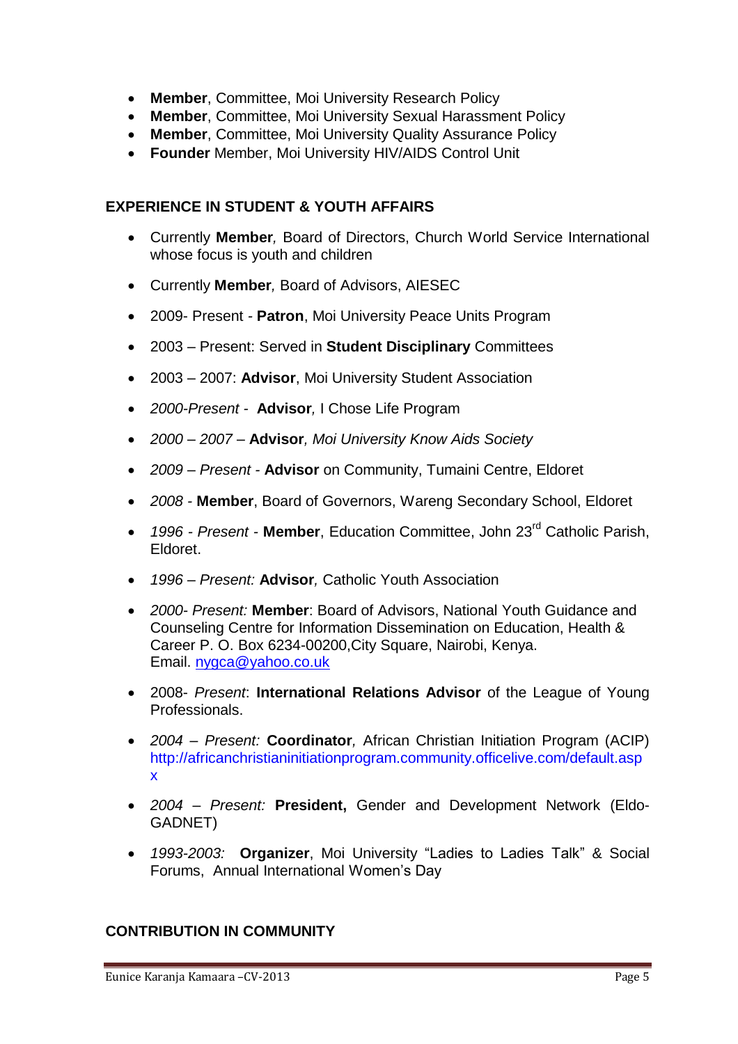- **Member**, Committee, Moi University Research Policy
- **Member**, Committee, Moi University Sexual Harassment Policy
- **Member**, Committee, Moi University Quality Assurance Policy
- **Founder** Member, Moi University HIV/AIDS Control Unit

## EXPERIENCE IN STUDENT & YOUTH AFFAIRS

- Currently **Member***,* Board of Directors, Church World Service International whose focus is youth and children
- Currently **Member***,* Board of Advisors, AIESEC
- 2009- Present - **Patron**, Moi University Peace Units Program
- 2003 – Present: Served in **Student Disciplinary** Committees
- 2003 – 2007: **Advisor**, Moi University Student Association
- *2000-Present -* **Advisor***,* I Chose Life Program
- *2000 – 2007 –* **Advisor***, Moi University Know Aids Society*
- *2009 – Present -* **Advisor** on Community, Tumaini Centre, Eldoret
- *2008 -* **Member**, Board of Governors, Wareng Secondary School, Eldoret
- *1996 - Present -* **Member**, Education Committee, John 23[rd] Catholic Parish, Eldoret.
- *1996 – Present:* **Advisor***,* Catholic Youth Association
- *2000- Present:* **Member**: Board of Advisors, National Youth Guidance and Counseling Centre for Information Dissemination on Education, Health & Career P. O. Box 6234-00200,City Square, Nairobi, Kenya. Email. nygca@yahoo.co.uk
- 2008- *Present*: **International Relations Advisor** of the League of Young Professionals.
- *2004 – Present:* **Coordinator***,* African Christian Initiation Program (ACIP) http://africanchristianinitiationprogram.community.officelive.com/default.aspx
- *2004 – Present:* **President,** Gender and Development Network (Eldo-GADNET)
- *1993-2003:* **Organizer**, Moi University "Ladies to Ladies Talk" & Social Forums, Annual International Women's Day

## CONTRIBUTION IN COMMUNITY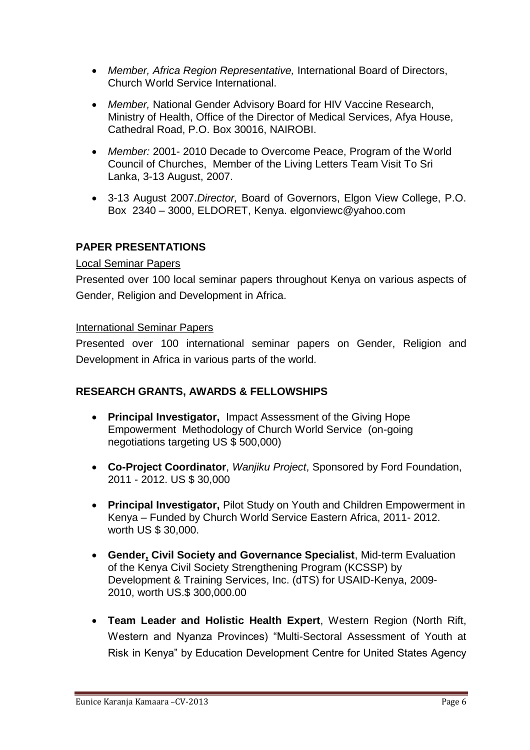- *Member, Africa Region Representative,* International Board of Directors, Church World Service International.

- *Member,* National Gender Advisory Board for HIV Vaccine Research, Ministry of Health, Office of the Director of Medical Services, Afya House, Cathedral Road, P.O. Box 30016, NAIROBI.

- *Member:* 2001- 2010 Decade to Overcome Peace, Program of the World Council of Churches, Member of the Living Letters Team Visit To Sri Lanka, 3-13 August, 2007.

- 3-13 August 2007.*Director,* Board of Governors, Elgon View College, P.O. Box 2340 – 3000, ELDORET, Kenya. elgonviewc@yahoo.com

## PAPER PRESENTATIONS

<u>Local Seminar Papers</u>

Presented over 100 local seminar papers throughout Kenya on various aspects of Gender, Religion and Development in Africa.

<u>International Seminar Papers</u>

Presented over 100 international seminar papers on Gender, Religion and Development in Africa in various parts of the world.

## RESEARCH GRANTS, AWARDS & FELLOWSHIPS

- **Principal Investigator,** Impact Assessment of the Giving Hope Empowerment Methodology of Church World Service (on-going negotiations targeting US $ 500,000)

- **Co-Project Coordinator**, *Wanjiku Project*, Sponsored by Ford Foundation, 2011 - 2012. US $ 30,000

- **Principal Investigator,** Pilot Study on Youth and Children Empowerment in Kenya – Funded by Church World Service Eastern Africa, 2011- 2012. worth US $ 30,000.

- **Gender, Civil Society and Governance Specialist**, Mid-term Evaluation of the Kenya Civil Society Strengthening Program (KCSSP) by Development & Training Services, Inc. (dTS) for USAID-Kenya, 2009-2010, worth US.$ 300,000.00

- **Team Leader and Holistic Health Expert**, Western Region (North Rift, Western and Nyanza Provinces) "Multi-Sectoral Assessment of Youth at Risk in Kenya" by Education Development Centre for United States Agency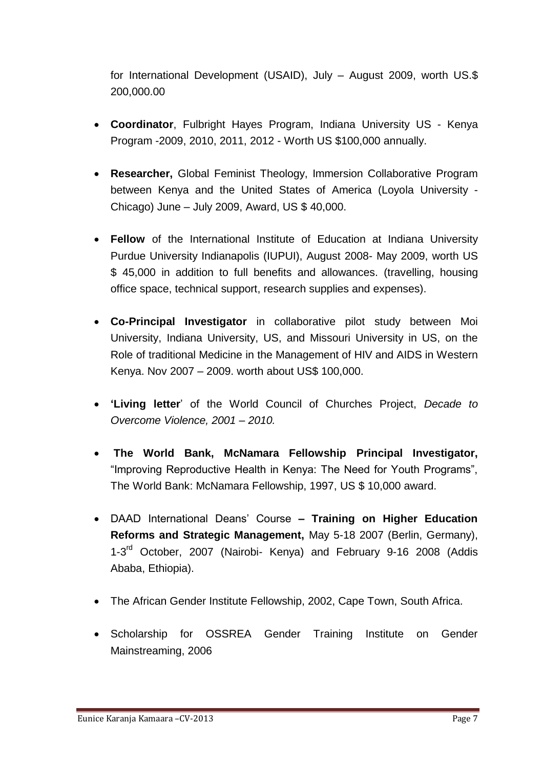for International Development (USAID), July – August 2009, worth US.$ 200,000.00

- **Coordinator**, Fulbright Hayes Program, Indiana University US - Kenya Program -2009, 2010, 2011, 2012 - Worth US $100,000 annually.
- **Researcher,** Global Feminist Theology, Immersion Collaborative Program between Kenya and the United States of America (Loyola University - Chicago) June – July 2009, Award, US $ 40,000.
- **Fellow** of the International Institute of Education at Indiana University Purdue University Indianapolis (IUPUI), August 2008- May 2009, worth US $ 45,000 in addition to full benefits and allowances. (travelling, housing office space, technical support, research supplies and expenses).
- **Co-Principal Investigator** in collaborative pilot study between Moi University, Indiana University, US, and Missouri University in US, on the Role of traditional Medicine in the Management of HIV and AIDS in Western Kenya. Nov 2007 – 2009. worth about US$ 100,000.
- **'Living letter**' of the World Council of Churches Project, *Decade to Overcome Violence, 2001 – 2010.*
- **The World Bank, McNamara Fellowship Principal Investigator,** "Improving Reproductive Health in Kenya: The Need for Youth Programs", The World Bank: McNamara Fellowship, 1997, US $ 10,000 award.
- DAAD International Deans' Course **– Training on Higher Education Reforms and Strategic Management,** May 5-18 2007 (Berlin, Germany), 1-3rd October, 2007 (Nairobi- Kenya) and February 9-16 2008 (Addis Ababa, Ethiopia).
- The African Gender Institute Fellowship, 2002, Cape Town, South Africa.
- Scholarship for OSSREA Gender Training Institute on Gender Mainstreaming, 2006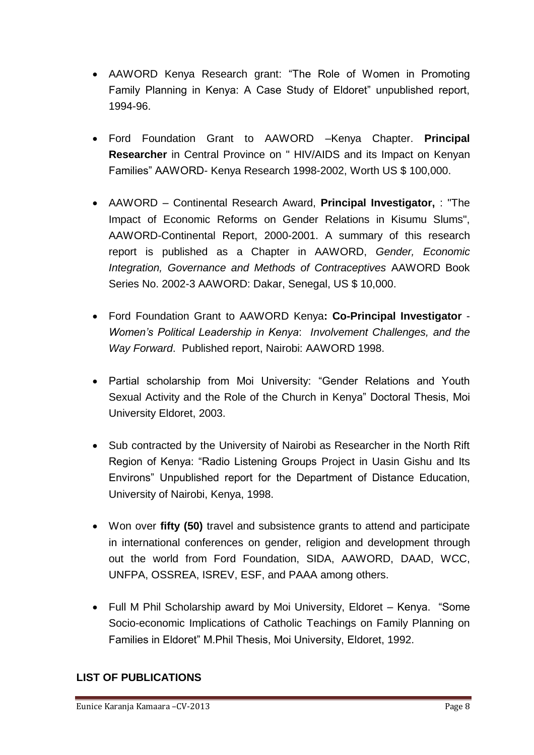- AAWORD Kenya Research grant: "The Role of Women in Promoting Family Planning in Kenya: A Case Study of Eldoret" unpublished report, 1994-96.

- Ford Foundation Grant to AAWORD –Kenya Chapter. **Principal Researcher** in Central Province on " HIV/AIDS and its Impact on Kenyan Families" AAWORD- Kenya Research 1998-2002, Worth US $ 100,000.

- AAWORD – Continental Research Award, **Principal Investigator,** : "The Impact of Economic Reforms on Gender Relations in Kisumu Slums", AAWORD-Continental Report, 2000-2001. A summary of this research report is published as a Chapter in AAWORD, *Gender, Economic Integration, Governance and Methods of Contraceptives* AAWORD Book Series No. 2002-3 AAWORD: Dakar, Senegal, US $ 10,000.

- Ford Foundation Grant to AAWORD Kenya**: Co-Principal Investigator** - *Women's Political Leadership in Kenya*: *Involvement Challenges, and the Way Forward*. Published report, Nairobi: AAWORD 1998.

- Partial scholarship from Moi University: "Gender Relations and Youth Sexual Activity and the Role of the Church in Kenya" Doctoral Thesis, Moi University Eldoret, 2003.

- Sub contracted by the University of Nairobi as Researcher in the North Rift Region of Kenya: "Radio Listening Groups Project in Uasin Gishu and Its Environs" Unpublished report for the Department of Distance Education, University of Nairobi, Kenya, 1998.

- Won over **fifty (50)** travel and subsistence grants to attend and participate in international conferences on gender, religion and development through out the world from Ford Foundation, SIDA, AAWORD, DAAD, WCC, UNFPA, OSSREA, ISREV, ESF, and PAAA among others.

- Full M Phil Scholarship award by Moi University, Eldoret – Kenya. "Some Socio-economic Implications of Catholic Teachings on Family Planning on Families in Eldoret" M.Phil Thesis, Moi University, Eldoret, 1992.

## LIST OF PUBLICATIONS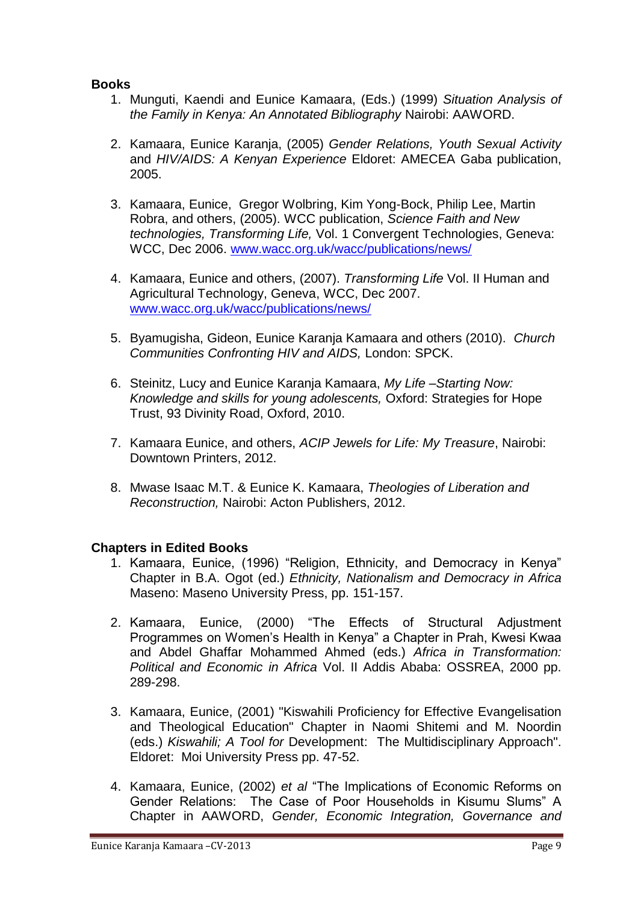**Books**

1. Munguti, Kaendi and Eunice Kamaara, (Eds.) (1999) *Situation Analysis of the Family in Kenya: An Annotated Bibliography* Nairobi: AAWORD.

2. Kamaara, Eunice Karanja, (2005) *Gender Relations, Youth Sexual Activity* and *HIV/AIDS: A Kenyan Experience* Eldoret: AMECEA Gaba publication, 2005.

3. Kamaara, Eunice, Gregor Wolbring, Kim Yong-Bock, Philip Lee, Martin Robra, and others, (2005). WCC publication, *Science Faith and New technologies, Transforming Life,* Vol. 1 Convergent Technologies, Geneva: WCC, Dec 2006. www.wacc.org.uk/wacc/publications/news/

4. Kamaara, Eunice and others, (2007). *Transforming Life* Vol. II Human and Agricultural Technology, Geneva, WCC, Dec 2007. www.wacc.org.uk/wacc/publications/news/

5. Byamugisha, Gideon, Eunice Karanja Kamaara and others (2010). *Church Communities Confronting HIV and AIDS,* London: SPCK.

6. Steinitz, Lucy and Eunice Karanja Kamaara, *My Life –Starting Now: Knowledge and skills for young adolescents,* Oxford: Strategies for Hope Trust, 93 Divinity Road, Oxford, 2010.

7. Kamaara Eunice, and others, *ACIP Jewels for Life: My Treasure*, Nairobi: Downtown Printers, 2012.

8. Mwase Isaac M.T. & Eunice K. Kamaara, *Theologies of Liberation and Reconstruction,* Nairobi: Acton Publishers, 2012.

**Chapters in Edited Books**

1. Kamaara, Eunice, (1996) "Religion, Ethnicity, and Democracy in Kenya" Chapter in B.A. Ogot (ed.) *Ethnicity, Nationalism and Democracy in Africa* Maseno: Maseno University Press, pp. 151-157.

2. Kamaara, Eunice, (2000) "The Effects of Structural Adjustment Programmes on Women's Health in Kenya" a Chapter in Prah, Kwesi Kwaa and Abdel Ghaffar Mohammed Ahmed (eds.) *Africa in Transformation: Political and Economic in Africa* Vol. II Addis Ababa: OSSREA, 2000 pp. 289-298.

3. Kamaara, Eunice, (2001) "Kiswahili Proficiency for Effective Evangelisation and Theological Education" Chapter in Naomi Shitemi and M. Noordin (eds.) *Kiswahili; A Tool for* Development: The Multidisciplinary Approach". Eldoret: Moi University Press pp. 47-52.

4. Kamaara, Eunice, (2002) *et al* "The Implications of Economic Reforms on Gender Relations: The Case of Poor Households in Kisumu Slums" A Chapter in AAWORD, *Gender, Economic Integration, Governance and*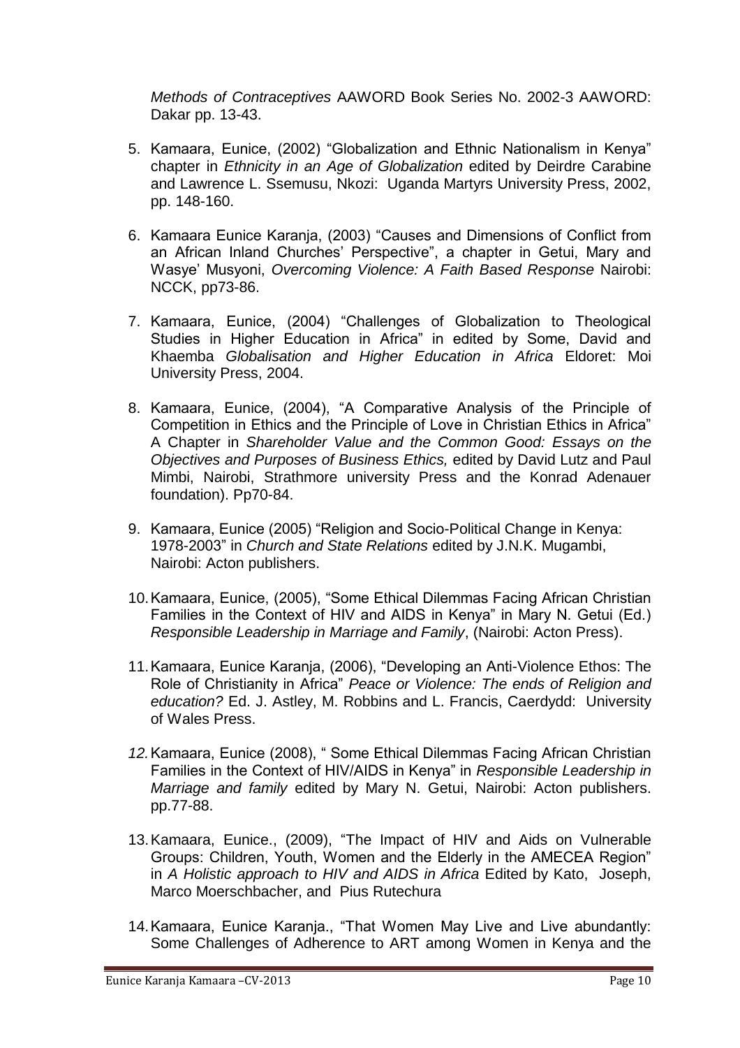*Methods of Contraceptives* AAWORD Book Series No. 2002-3 AAWORD: Dakar pp. 13-43.

5. Kamaara, Eunice, (2002) “Globalization and Ethnic Nationalism in Kenya” chapter in *Ethnicity in an Age of Globalization* edited by Deirdre Carabine and Lawrence L. Ssemusu, Nkozi: Uganda Martyrs University Press, 2002, pp. 148-160.

6. Kamaara Eunice Karanja, (2003) “Causes and Dimensions of Conflict from an African Inland Churches’ Perspective”, a chapter in Getui, Mary and Wasye’ Musyoni, *Overcoming Violence: A Faith Based Response* Nairobi: NCCK, pp73-86.

7. Kamaara, Eunice, (2004) “Challenges of Globalization to Theological Studies in Higher Education in Africa” in edited by Some, David and Khaemba *Globalisation and Higher Education in Africa* Eldoret: Moi University Press, 2004.

8. Kamaara, Eunice, (2004), “A Comparative Analysis of the Principle of Competition in Ethics and the Principle of Love in Christian Ethics in Africa” A Chapter in *Shareholder Value and the Common Good: Essays on the Objectives and Purposes of Business Ethics,* edited by David Lutz and Paul Mimbi, Nairobi, Strathmore university Press and the Konrad Adenauer foundation). Pp70-84.

9. Kamaara, Eunice (2005) “Religion and Socio-Political Change in Kenya: 1978-2003” in *Church and State Relations* edited by J.N.K. Mugambi, Nairobi: Acton publishers.

10. Kamaara, Eunice, (2005), “Some Ethical Dilemmas Facing African Christian Families in the Context of HIV and AIDS in Kenya” in Mary N. Getui (Ed.) *Responsible Leadership in Marriage and Family*, (Nairobi: Acton Press).

11. Kamaara, Eunice Karanja, (2006), “Developing an Anti-Violence Ethos: The Role of Christianity in Africa” *Peace or Violence: The ends of Religion and education?* Ed. J. Astley, M. Robbins and L. Francis, Caerdydd: University of Wales Press.

12. Kamaara, Eunice (2008), “ Some Ethical Dilemmas Facing African Christian Families in the Context of HIV/AIDS in Kenya” in *Responsible Leadership in Marriage and family* edited by Mary N. Getui, Nairobi: Acton publishers. pp.77-88.

13. Kamaara, Eunice., (2009), “The Impact of HIV and Aids on Vulnerable Groups: Children, Youth, Women and the Elderly in the AMECEA Region” in *A Holistic approach to HIV and AIDS in Africa* Edited by Kato, Joseph, Marco Moerschbacher, and Pius Rutechura

14. Kamaara, Eunice Karanja., “That Women May Live and Live abundantly: Some Challenges of Adherence to ART among Women in Kenya and the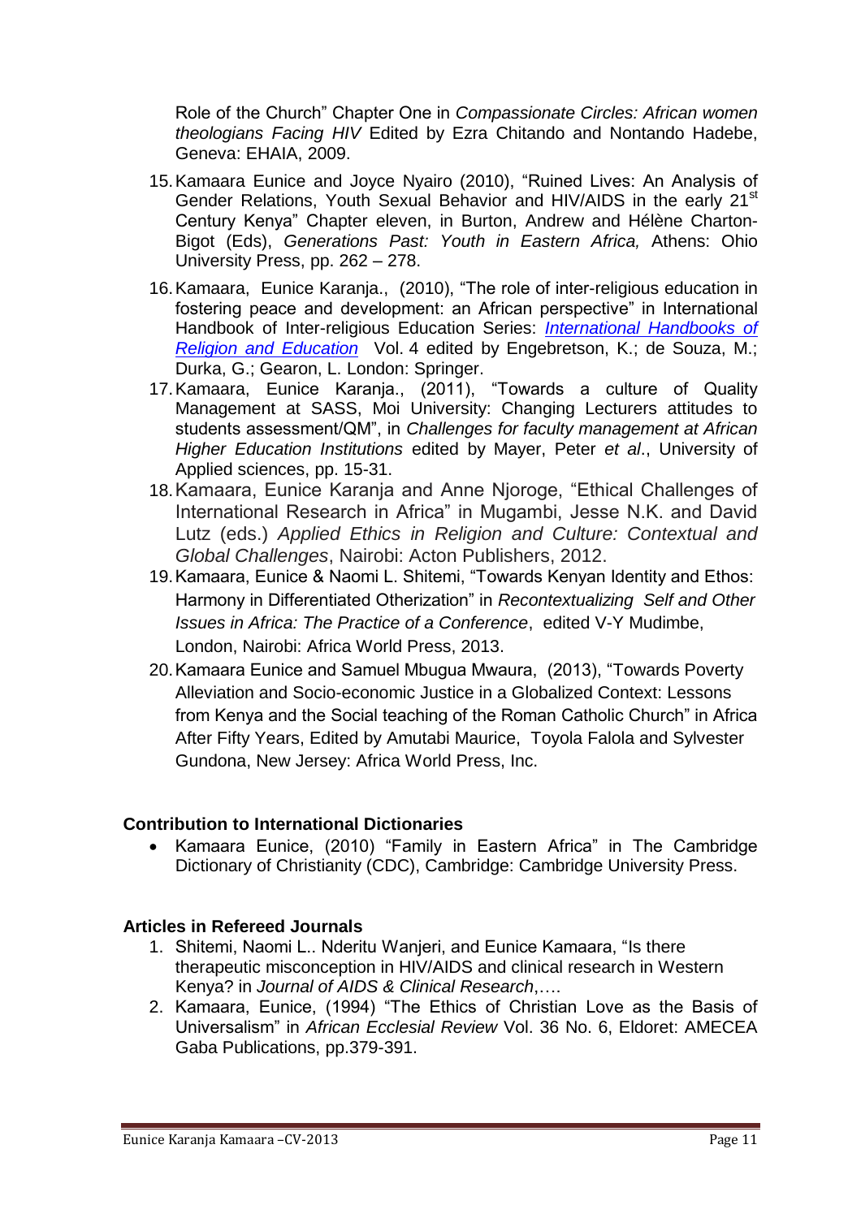Role of the Church" Chapter One in *Compassionate Circles: African women theologians Facing HIV* Edited by Ezra Chitando and Nontando Hadebe, Geneva: EHAIA, 2009.

15. Kamaara Eunice and Joyce Nyairo (2010), "Ruined Lives: An Analysis of Gender Relations, Youth Sexual Behavior and HIV/AIDS in the early 21st Century Kenya" Chapter eleven, in Burton, Andrew and Hélène Charton-Bigot (Eds), *Generations Past: Youth in Eastern Africa,* Athens: Ohio University Press, pp. 262 – 278.
16. Kamaara, Eunice Karanja., (2010), "The role of inter-religious education in fostering peace and development: an African perspective" in International Handbook of Inter-religious Education Series: *International Handbooks of Religion and Education* Vol. 4 edited by Engebretson, K.; de Souza, M.; Durka, G.; Gearon, L. London: Springer.
17. Kamaara, Eunice Karanja., (2011), "Towards a culture of Quality Management at SASS, Moi University: Changing Lecturers attitudes to students assessment/QM", in *Challenges for faculty management at African Higher Education Institutions* edited by Mayer, Peter *et al*., University of Applied sciences, pp. 15-31.
18. Kamaara, Eunice Karanja and Anne Njoroge, "Ethical Challenges of International Research in Africa" in Mugambi, Jesse N.K. and David Lutz (eds.) *Applied Ethics in Religion and Culture: Contextual and Global Challenges*, Nairobi: Acton Publishers, 2012.
19. Kamaara, Eunice & Naomi L. Shitemi, "Towards Kenyan Identity and Ethos: Harmony in Differentiated Otherization" in *Recontextualizing Self and Other Issues in Africa: The Practice of a Conference*, edited V-Y Mudimbe, London, Nairobi: Africa World Press, 2013.
20. Kamaara Eunice and Samuel Mbugua Mwaura, (2013), "Towards Poverty Alleviation and Socio-economic Justice in a Globalized Context: Lessons from Kenya and the Social teaching of the Roman Catholic Church" in Africa After Fifty Years, Edited by Amutabi Maurice, Toyola Falola and Sylvester Gundona, New Jersey: Africa World Press, Inc.

**Contribution to International Dictionaries**

- Kamaara Eunice, (2010) "Family in Eastern Africa" in The Cambridge Dictionary of Christianity (CDC), Cambridge: Cambridge University Press.

**Articles in Refereed Journals**

1. Shitemi, Naomi L.. Nderitu Wanjeri, and Eunice Kamaara, "Is there therapeutic misconception in HIV/AIDS and clinical research in Western Kenya? in *Journal of AIDS & Clinical Research*,….
2. Kamaara, Eunice, (1994) "The Ethics of Christian Love as the Basis of Universalism" in *African Ecclesial Review* Vol. 36 No. 6, Eldoret: AMECEA Gaba Publications, pp.379-391.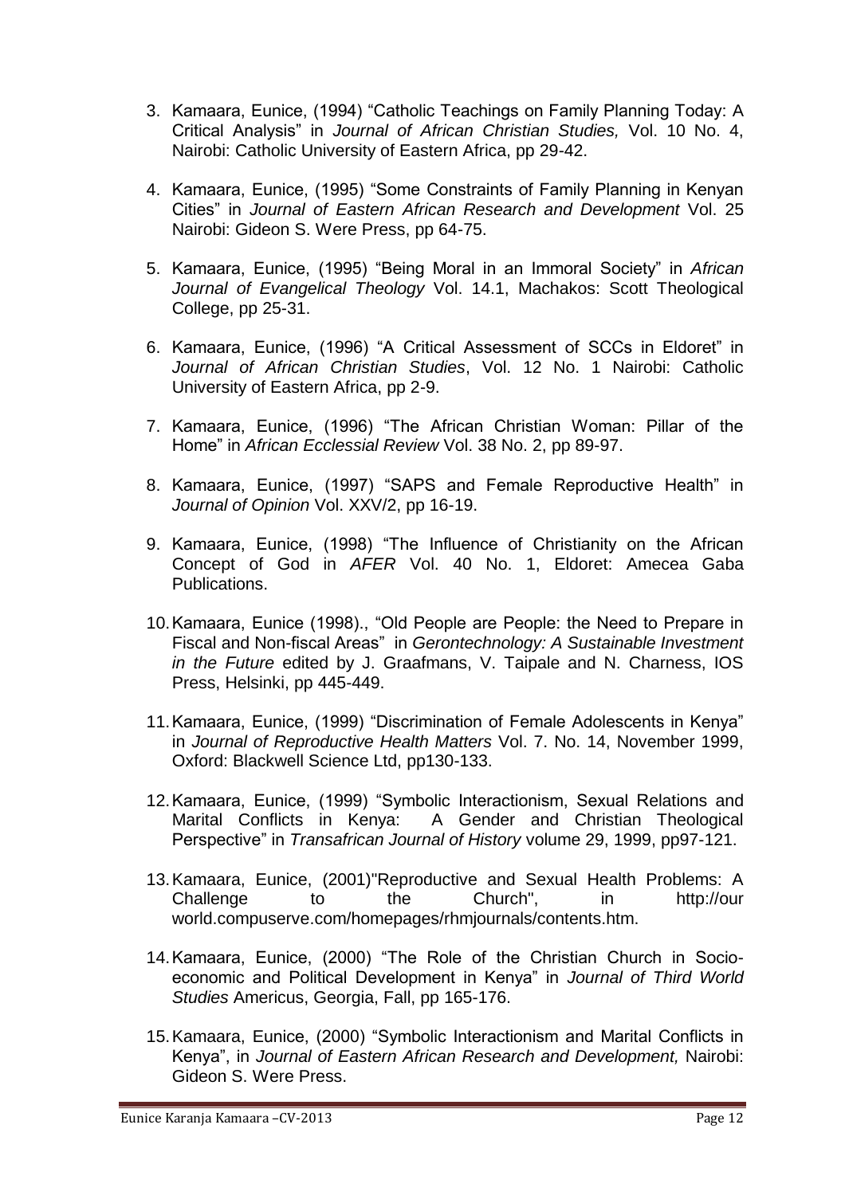3. Kamaara, Eunice, (1994) "Catholic Teachings on Family Planning Today: A Critical Analysis" in *Journal of African Christian Studies,* Vol. 10 No. 4, Nairobi: Catholic University of Eastern Africa, pp 29-42.

4. Kamaara, Eunice, (1995) "Some Constraints of Family Planning in Kenyan Cities" in *Journal of Eastern African Research and Development* Vol. 25 Nairobi: Gideon S. Were Press, pp 64-75.

5. Kamaara, Eunice, (1995) "Being Moral in an Immoral Society" in *African Journal of Evangelical Theology* Vol. 14.1, Machakos: Scott Theological College, pp 25-31.

6. Kamaara, Eunice, (1996) "A Critical Assessment of SCCs in Eldoret" in *Journal of African Christian Studies*, Vol. 12 No. 1 Nairobi: Catholic University of Eastern Africa, pp 2-9.

7. Kamaara, Eunice, (1996) "The African Christian Woman: Pillar of the Home" in *African Ecclessial Review* Vol. 38 No. 2, pp 89-97.

8. Kamaara, Eunice, (1997) "SAPS and Female Reproductive Health" in *Journal of Opinion* Vol. XXV/2, pp 16-19.

9. Kamaara, Eunice, (1998) "The Influence of Christianity on the African Concept of God in *AFER* Vol. 40 No. 1, Eldoret: Amecea Gaba Publications.

10. Kamaara, Eunice (1998)., "Old People are People: the Need to Prepare in Fiscal and Non-fiscal Areas" in *Gerontechnology: A Sustainable Investment in the Future* edited by J. Graafmans, V. Taipale and N. Charness, IOS Press, Helsinki, pp 445-449.

11. Kamaara, Eunice, (1999) "Discrimination of Female Adolescents in Kenya" in *Journal of Reproductive Health Matters* Vol. 7. No. 14, November 1999, Oxford: Blackwell Science Ltd, pp130-133.

12. Kamaara, Eunice, (1999) "Symbolic Interactionism, Sexual Relations and Marital Conflicts in Kenya: A Gender and Christian Theological Perspective" in *Transafrican Journal of History* volume 29, 1999, pp97-121.

13. Kamaara, Eunice, (2001)"Reproductive and Sexual Health Problems: A Challenge to the Church", in http://our world.compuserve.com/homepages/rhmjournals/contents.htm.

14. Kamaara, Eunice, (2000) "The Role of the Christian Church in Socio-economic and Political Development in Kenya" in *Journal of Third World Studies* Americus, Georgia, Fall, pp 165-176.

15. Kamaara, Eunice, (2000) "Symbolic Interactionism and Marital Conflicts in Kenya", in *Journal of Eastern African Research and Development,* Nairobi: Gideon S. Were Press.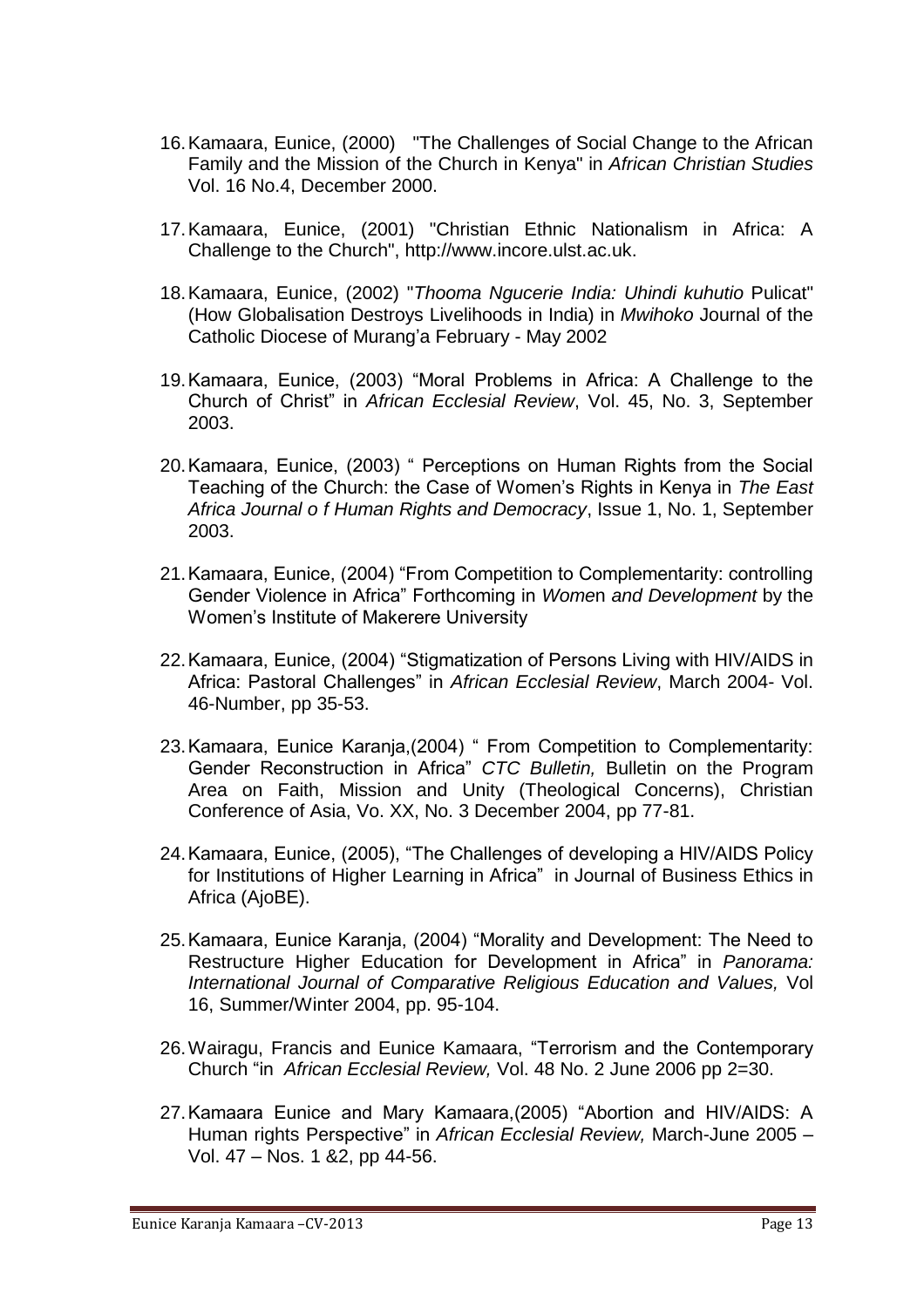16. Kamaara, Eunice, (2000) "The Challenges of Social Change to the African Family and the Mission of the Church in Kenya" in *African Christian Studies* Vol. 16 No.4, December 2000.

17. Kamaara, Eunice, (2001) "Christian Ethnic Nationalism in Africa: A Challenge to the Church", http://www.incore.ulst.ac.uk.

18. Kamaara, Eunice, (2002) "*Thooma Ngucerie India: Uhindi kuhutio* Pulicat" (How Globalisation Destroys Livelihoods in India) in *Mwihoko* Journal of the Catholic Diocese of Murang'a February - May 2002

19. Kamaara, Eunice, (2003) "Moral Problems in Africa: A Challenge to the Church of Christ" in *African Ecclesial Review*, Vol. 45, No. 3, September 2003.

20. Kamaara, Eunice, (2003) " Perceptions on Human Rights from the Social Teaching of the Church: the Case of Women's Rights in Kenya in *The East Africa Journal o f Human Rights and Democracy*, Issue 1, No. 1, September 2003.

21. Kamaara, Eunice, (2004) "From Competition to Complementarity: controlling Gender Violence in Africa" Forthcoming in *Women and Development* by the Women's Institute of Makerere University

22. Kamaara, Eunice, (2004) "Stigmatization of Persons Living with HIV/AIDS in Africa: Pastoral Challenges" in *African Ecclesial Review*, March 2004- Vol. 46-Number, pp 35-53.

23. Kamaara, Eunice Karanja,(2004) " From Competition to Complementarity: Gender Reconstruction in Africa" *CTC Bulletin,* Bulletin on the Program Area on Faith, Mission and Unity (Theological Concerns), Christian Conference of Asia, Vo. XX, No. 3 December 2004, pp 77-81.

24. Kamaara, Eunice, (2005), "The Challenges of developing a HIV/AIDS Policy for Institutions of Higher Learning in Africa" in Journal of Business Ethics in Africa (AjoBE).

25. Kamaara, Eunice Karanja, (2004) "Morality and Development: The Need to Restructure Higher Education for Development in Africa" in *Panorama: International Journal of Comparative Religious Education and Values,* Vol 16, Summer/Winter 2004, pp. 95-104.

26. Wairagu, Francis and Eunice Kamaara, "Terrorism and the Contemporary Church "in *African Ecclesial Review,* Vol. 48 No. 2 June 2006 pp 2=30.

27. Kamaara Eunice and Mary Kamaara,(2005) "Abortion and HIV/AIDS: A Human rights Perspective" in *African Ecclesial Review,* March-June 2005 – Vol. 47 – Nos. 1 &2, pp 44-56.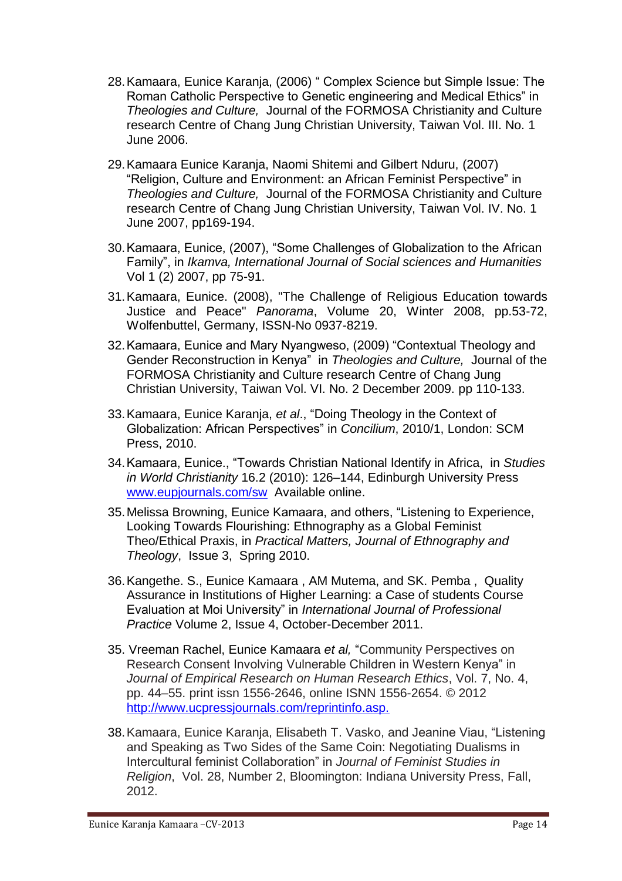28. Kamaara, Eunice Karanja, (2006) " Complex Science but Simple Issue: The Roman Catholic Perspective to Genetic engineering and Medical Ethics" in *Theologies and Culture,* Journal of the FORMOSA Christianity and Culture research Centre of Chang Jung Christian University, Taiwan Vol. III. No. 1 June 2006.

29. Kamaara Eunice Karanja, Naomi Shitemi and Gilbert Nduru, (2007) "Religion, Culture and Environment: an African Feminist Perspective" in *Theologies and Culture,* Journal of the FORMOSA Christianity and Culture research Centre of Chang Jung Christian University, Taiwan Vol. IV. No. 1 June 2007, pp169-194.

30. Kamaara, Eunice, (2007), "Some Challenges of Globalization to the African Family", in *Ikamva, International Journal of Social sciences and Humanities* Vol 1 (2) 2007, pp 75-91.

31. Kamaara, Eunice. (2008), "The Challenge of Religious Education towards Justice and Peace" *Panorama*, Volume 20, Winter 2008, pp.53-72, Wolfenbuttel, Germany, ISSN-No 0937-8219.

32. Kamaara, Eunice and Mary Nyangweso, (2009) "Contextual Theology and Gender Reconstruction in Kenya" in *Theologies and Culture,* Journal of the FORMOSA Christianity and Culture research Centre of Chang Jung Christian University, Taiwan Vol. VI. No. 2 December 2009. pp 110-133.

33. Kamaara, Eunice Karanja, *et al*., "Doing Theology in the Context of Globalization: African Perspectives" in *Concilium*, 2010/1, London: SCM Press, 2010.

34. Kamaara, Eunice., "Towards Christian National Identify in Africa, in *Studies in World Christianity* 16.2 (2010): 126–144, Edinburgh University Press [www.eupjournals.com/sw](www.eupjournals.com/sw) Available online.

35. Melissa Browning, Eunice Kamaara, and others, "Listening to Experience, Looking Towards Flourishing: Ethnography as a Global Feminist Theo/Ethical Praxis, in *Practical Matters, Journal of Ethnography and Theology*, Issue 3, Spring 2010.

36. Kangethe. S., Eunice Kamaara , AM Mutema, and SK. Pemba , Quality Assurance in Institutions of Higher Learning: a Case of students Course Evaluation at Moi University" in *International Journal of Professional Practice* Volume 2, Issue 4, October-December 2011.

35. Vreeman Rachel, Eunice Kamaara *et al,* "Community Perspectives on Research Consent Involving Vulnerable Children in Western Kenya" in *Journal of Empirical Research on Human Research Ethics*, Vol. 7, No. 4, pp. 44–55. print issn 1556-2646, online ISNN 1556-2654. © 2012 [http://www.ucpressjournals.com/reprintinfo.asp.](http://www.ucpressjournals.com/reprintinfo.asp)

38. Kamaara, Eunice Karanja, Elisabeth T. Vasko, and Jeanine Viau, "Listening and Speaking as Two Sides of the Same Coin: Negotiating Dualisms in Intercultural feminist Collaboration" in *Journal of Feminist Studies in Religion*, Vol. 28, Number 2, Bloomington: Indiana University Press, Fall, 2012.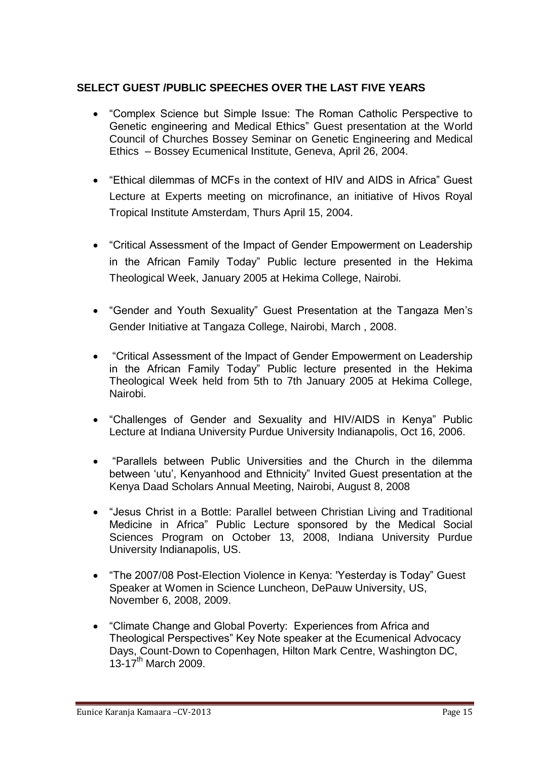### SELECT GUEST /PUBLIC SPEECHES OVER THE LAST FIVE YEARS

- "Complex Science but Simple Issue: The Roman Catholic Perspective to Genetic engineering and Medical Ethics" Guest presentation at the World Council of Churches Bossey Seminar on Genetic Engineering and Medical Ethics – Bossey Ecumenical Institute, Geneva, April 26, 2004.
- "Ethical dilemmas of MCFs in the context of HIV and AIDS in Africa" Guest Lecture at Experts meeting on microfinance, an initiative of Hivos Royal Tropical Institute Amsterdam, Thurs April 15, 2004.
- "Critical Assessment of the Impact of Gender Empowerment on Leadership in the African Family Today" Public lecture presented in the Hekima Theological Week, January 2005 at Hekima College, Nairobi.
- "Gender and Youth Sexuality" Guest Presentation at the Tangaza Men's Gender Initiative at Tangaza College, Nairobi, March , 2008.
- "Critical Assessment of the Impact of Gender Empowerment on Leadership in the African Family Today" Public lecture presented in the Hekima Theological Week held from 5th to 7th January 2005 at Hekima College, Nairobi.
- "Challenges of Gender and Sexuality and HIV/AIDS in Kenya" Public Lecture at Indiana University Purdue University Indianapolis, Oct 16, 2006.
- "Parallels between Public Universities and the Church in the dilemma between 'utu', Kenyanhood and Ethnicity" Invited Guest presentation at the Kenya Daad Scholars Annual Meeting, Nairobi, August 8, 2008
- "Jesus Christ in a Bottle: Parallel between Christian Living and Traditional Medicine in Africa" Public Lecture sponsored by the Medical Social Sciences Program on October 13, 2008, Indiana University Purdue University Indianapolis, US.
- "The 2007/08 Post-Election Violence in Kenya: 'Yesterday is Today" Guest Speaker at Women in Science Luncheon, DePauw University, US, November 6, 2008, 2009.
- "Climate Change and Global Poverty: Experiences from Africa and Theological Perspectives" Key Note speaker at the Ecumenical Advocacy Days, Count-Down to Copenhagen, Hilton Mark Centre, Washington DC, 13-17th March 2009.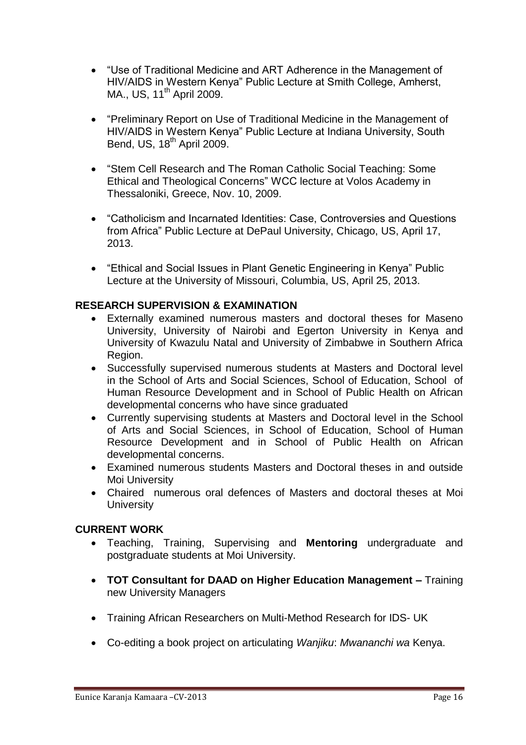- "Use of Traditional Medicine and ART Adherence in the Management of HIV/AIDS in Western Kenya" Public Lecture at Smith College, Amherst, MA., US, 11th April 2009.

- "Preliminary Report on Use of Traditional Medicine in the Management of HIV/AIDS in Western Kenya" Public Lecture at Indiana University, South Bend, US, 18th April 2009.

- "Stem Cell Research and The Roman Catholic Social Teaching: Some Ethical and Theological Concerns" WCC lecture at Volos Academy in Thessaloniki, Greece, Nov. 10, 2009.

- "Catholicism and Incarnated Identities: Case, Controversies and Questions from Africa" Public Lecture at DePaul University, Chicago, US, April 17, 2013.

- "Ethical and Social Issues in Plant Genetic Engineering in Kenya" Public Lecture at the University of Missouri, Columbia, US, April 25, 2013.

**RESEARCH SUPERVISION & EXAMINATION**

- Externally examined numerous masters and doctoral theses for Maseno University, University of Nairobi and Egerton University in Kenya and University of Kwazulu Natal and University of Zimbabwe in Southern Africa Region.
- Successfully supervised numerous students at Masters and Doctoral level in the School of Arts and Social Sciences, School of Education, School of Human Resource Development and in School of Public Health on African developmental concerns who have since graduated
- Currently supervising students at Masters and Doctoral level in the School of Arts and Social Sciences, in School of Education, School of Human Resource Development and in School of Public Health on African developmental concerns.
- Examined numerous students Masters and Doctoral theses in and outside Moi University
- Chaired numerous oral defences of Masters and doctoral theses at Moi University

**CURRENT WORK**

- Teaching, Training, Supervising and **Mentoring** undergraduate and postgraduate students at Moi University.

- **TOT Consultant for DAAD on Higher Education Management –** Training new University Managers

- Training African Researchers on Multi-Method Research for IDS- UK

- Co-editing a book project on articulating *Wanjiku*: *Mwananchi wa* Kenya.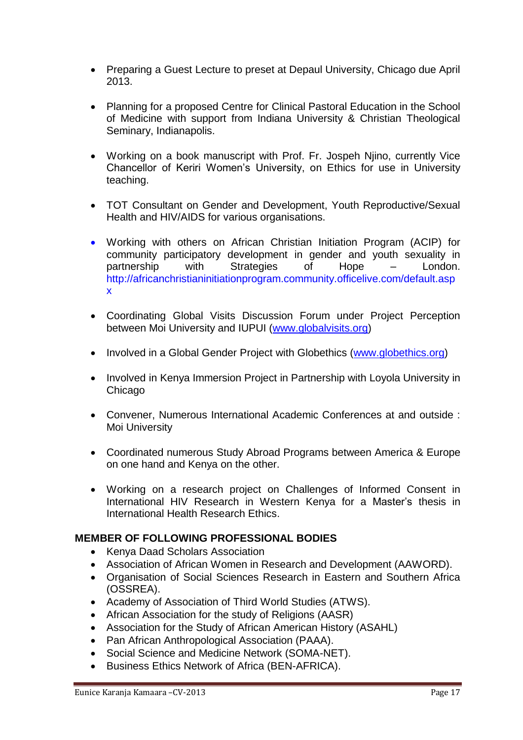- Preparing a Guest Lecture to preset at Depaul University, Chicago due April 2013.

- Planning for a proposed Centre for Clinical Pastoral Education in the School of Medicine with support from Indiana University & Christian Theological Seminary, Indianapolis.

- Working on a book manuscript with Prof. Fr. Jospeh Njino, currently Vice Chancellor of Keriri Women's University, on Ethics for use in University teaching.

- TOT Consultant on Gender and Development, Youth Reproductive/Sexual Health and HIV/AIDS for various organisations.

- Working with others on African Christian Initiation Program (ACIP) for community participatory development in gender and youth sexuality in partnership with Strategies of Hope – London. http://africanchristianinitiationprogram.community.officelive.com/default.aspx

- Coordinating Global Visits Discussion Forum under Project Perception between Moi University and IUPUI (www.globalvisits.org)

- Involved in a Global Gender Project with Globethics (www.globethics.org)

- Involved in Kenya Immersion Project in Partnership with Loyola University in Chicago

- Convener, Numerous International Academic Conferences at and outside : Moi University

- Coordinated numerous Study Abroad Programs between America & Europe on one hand and Kenya on the other.

- Working on a research project on Challenges of Informed Consent in International HIV Research in Western Kenya for a Master's thesis in International Health Research Ethics.

**MEMBER OF FOLLOWING PROFESSIONAL BODIES**

- Kenya Daad Scholars Association
- Association of African Women in Research and Development (AAWORD).
- Organisation of Social Sciences Research in Eastern and Southern Africa (OSSREA).
- Academy of Association of Third World Studies (ATWS).
- African Association for the study of Religions (AASR)
- Association for the Study of African American History (ASAHL)
- Pan African Anthropological Association (PAAA).
- Social Science and Medicine Network (SOMA-NET).
- Business Ethics Network of Africa (BEN-AFRICA).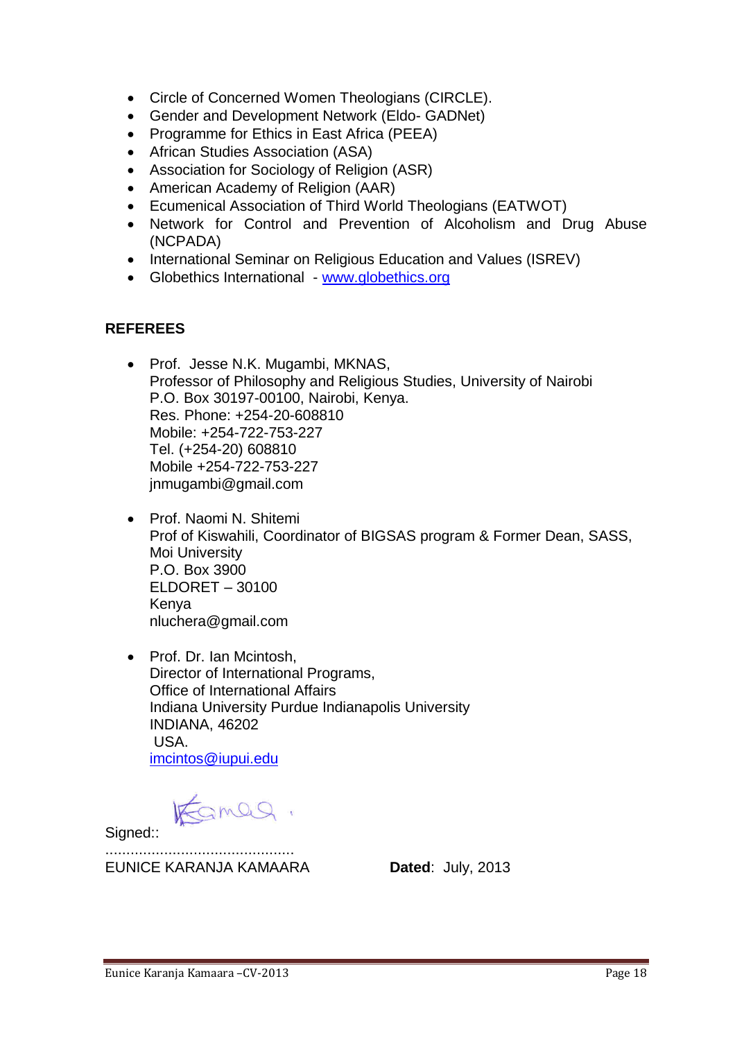- Circle of Concerned Women Theologians (CIRCLE).
- Gender and Development Network (Eldo- GADNet)
- Programme for Ethics in East Africa (PEEA)
- African Studies Association (ASA)
- Association for Sociology of Religion (ASR)
- American Academy of Religion (AAR)
- Ecumenical Association of Third World Theologians (EATWOT)
- Network for Control and Prevention of Alcoholism and Drug Abuse (NCPADA)
- International Seminar on Religious Education and Values (ISREV)
- Globethics International - www.globethics.org

**REFEREES**

- Prof. Jesse N.K. Mugambi, MKNAS,  
  Professor of Philosophy and Religious Studies, University of Nairobi  
  P.O. Box 30197-00100, Nairobi, Kenya.  
  Res. Phone: +254-20-608810  
  Mobile: +254-722-753-227  
  Tel. (+254-20) 608810  
  Mobile +254-722-753-227  
  jnmugambi@gmail.com

- Prof. Naomi N. Shitemi  
  Prof of Kiswahili, Coordinator of BIGSAS program & Former Dean, SASS, Moi University  
  P.O. Box 3900  
  ELDORET – 30100  
  Kenya  
  nluchera@gmail.com

- Prof. Dr. Ian Mcintosh,  
  Director of International Programs,  
  Office of International Affairs  
  Indiana University Purdue Indianapolis University  
  INDIANA, 46202  
  USA.  
  imcintos@iupui.edu

Signed::

............................................

EUNICE KARANJA KAMAARA **Dated**: July, 2013